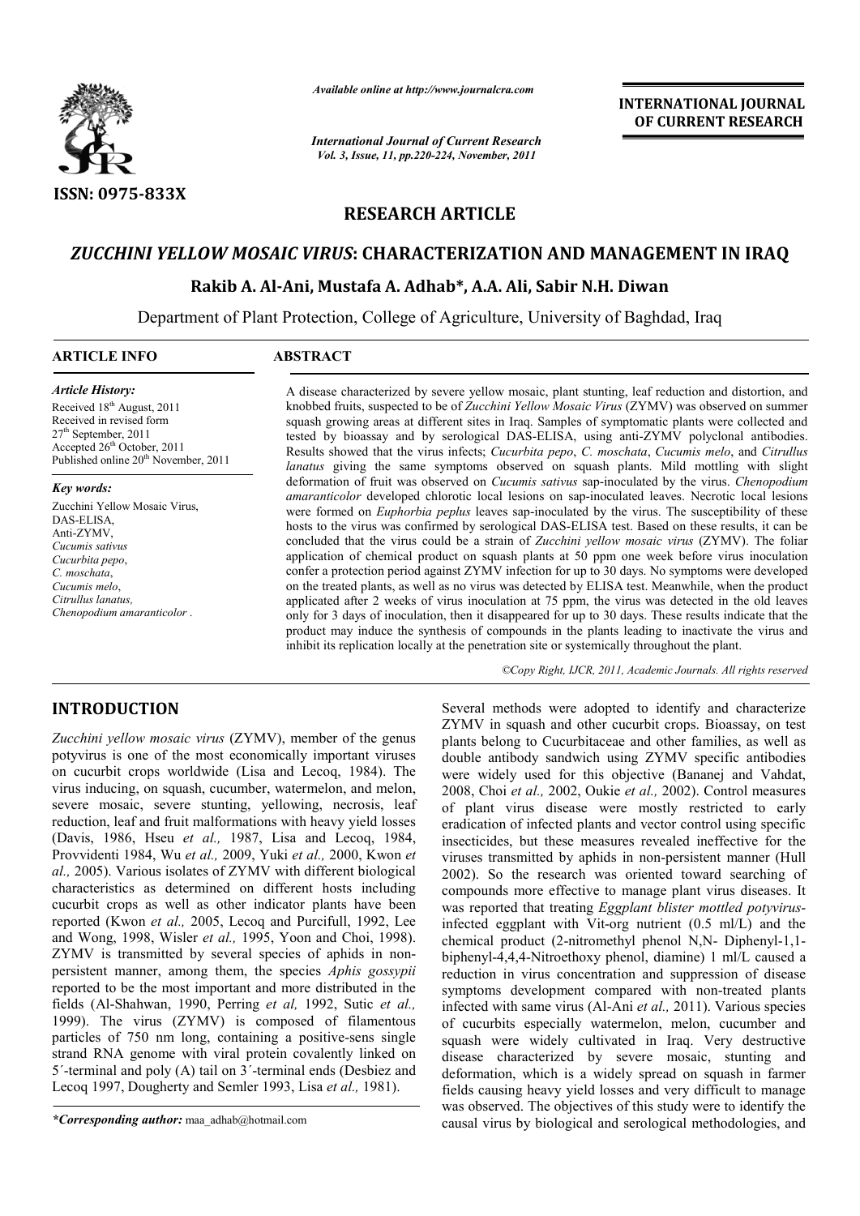# RESEARCH ARTICLE

# *ZUCCHINI YELLOW MOSAIC VIRUS*: CHARACTERIZATION AND MANAGEMENT IN IRAQ

**Rakib A. Al-Ani, Mustafa A. Adhab\*, A.A. Ali, Sabir N.H. Diwan**

Department of Plant Protection, College of Agriculture, University of Baghdad, Iraq

## ARTICLE INFO

*Article History:*

Received 18th August, 2011
Received in revised form 27th September, 2011
Accepted 26th October, 2011
Published online 20th November, 2011

*Key words:*

Zucchini Yellow Mosaic Virus, DAS-ELISA, Anti-ZYMV, *Cucumis sativus*, *Cucurbita pepo*, *C. moschata*, *Cucumis melo*, *Citrullus lanatus*, *Chenopodium amaranticolor*.

## ABSTRACT

A disease characterized by severe yellow mosaic, plant stunting, leaf reduction and distortion, and knobbed fruits, suspected to be of *Zucchini Yellow Mosaic Virus* (ZYMV) was observed on summer squash growing areas at different sites in Iraq. Samples of symptomatic plants were collected and tested by bioassay and by serological DAS-ELISA, using anti-ZYMV polyclonal antibodies. Results showed that the virus infects; *Cucurbita pepo*, *C. moschata*, *Cucumis melo*, and *Citrullus lanatus* giving the same symptoms observed on squash plants. Mild mottling with slight deformation of fruit was observed on *Cucumis sativus* sap-inoculated by the virus. *Chenopodium amaranticolor* developed chlorotic local lesions on sap-inoculated leaves. Necrotic local lesions were formed on *Euphorbia peplus* leaves sap-inoculated by the virus. The susceptibility of these hosts to the virus was confirmed by serological DAS-ELISA test. Based on these results, it can be concluded that the virus could be a strain of *Zucchini yellow mosaic virus* (ZYMV). The foliar application of chemical product on squash plants at 50 ppm one week before virus inoculation confer a protection period against ZYMV infection for up to 30 days. No symptoms were developed on the treated plants, as well as no virus was detected by ELISA test. Meanwhile, when the product applicated after 2 weeks of virus inoculation at 75 ppm, the virus was detected in the old leaves only for 3 days of inoculation, then it disappeared for up to 30 days. These results indicate that the product may induce the synthesis of compounds in the plants leading to inactivate the virus and inhibit its replication locally at the penetration site or systemically throughout the plant.

©Copy Right, IJCR, 2011, Academic Journals. All rights reserved

## INTRODUCTION

*Zucchini yellow mosaic virus* (ZYMV), member of the genus potyvirus is one of the most economically important viruses on cucurbit crops worldwide (Lisa and Lecoq, 1984). The virus inducing, on squash, cucumber, watermelon, and melon, severe mosaic, severe stunting, yellowing, necrosis, leaf reduction, leaf and fruit malformations with heavy yield losses (Davis, 1986, Hseu *et al.,* 1987, Lisa and Lecoq, 1984, Provvidenti 1984, Wu *et al.,* 2009, Yuki *et al.,* 2000, Kwon *et al.,* 2005). Various isolates of ZYMV with different biological characteristics as determined on different hosts including cucurbit crops as well as other indicator plants have been reported (Kwon *et al.,* 2005, Lecoq and Purcifull, 1992, Lee and Wong, 1998, Wisler *et al.,* 1995, Yoon and Choi, 1998). ZYMV is transmitted by several species of aphids in non-persistent manner, among them, the species *Aphis gossypii* reported to be the most important and more distributed in the fields (Al-Shahwan, 1990, Perring *et al,* 1992, Sutic *et al.,* 1999). The virus (ZYMV) is composed of filamentous particles of 750 nm long, containing a positive-sens single strand RNA genome with viral protein covalently linked on 5´-terminal and poly (A) tail on 3´-terminal ends (Desbiez and Lecoq 1997, Dougherty and Semler 1993, Lisa *et al.,* 1981).

Several methods were adopted to identify and characterize ZYMV in squash and other cucurbit crops. Bioassay, on test plants belong to Cucurbitaceae and other families, as well as double antibody sandwich using ZYMV specific antibodies were widely used for this objective (Bananej and Vahdat, 2008, Choi *et al.,* 2002, Oukie *et al.,* 2002). Control measures of plant virus disease were mostly restricted to early eradication of infected plants and vector control using specific insecticides, but these measures revealed ineffective for the viruses transmitted by aphids in non-persistent manner (Hull 2002). So the research was oriented toward searching of compounds more effective to manage plant virus diseases. It was reported that treating *Eggplant blister mottled potyvirus*-infected eggplant with Vit-org nutrient (0.5 ml/L) and the chemical product (2-nitromethyl phenol N,N- Diphenyl-1,1-biphenyl-4,4,4-Nitroethoxy phenol, diamine) 1 ml/L caused a reduction in virus concentration and suppression of disease symptoms development compared with non-treated plants infected with same virus (Al-Ani *et al.,* 2011). Various species of cucurbits especially watermelon, melon, cucumber and squash were widely cultivated in Iraq. Very destructive disease characterized by severe mosaic, stunting and deformation, which is a widely spread on squash in farmer fields causing heavy yield losses and very difficult to manage was observed. The objectives of this study were to identify the causal virus by biological and serological methodologies, and

*\*Corresponding author:* maa_adhab@hotmail.com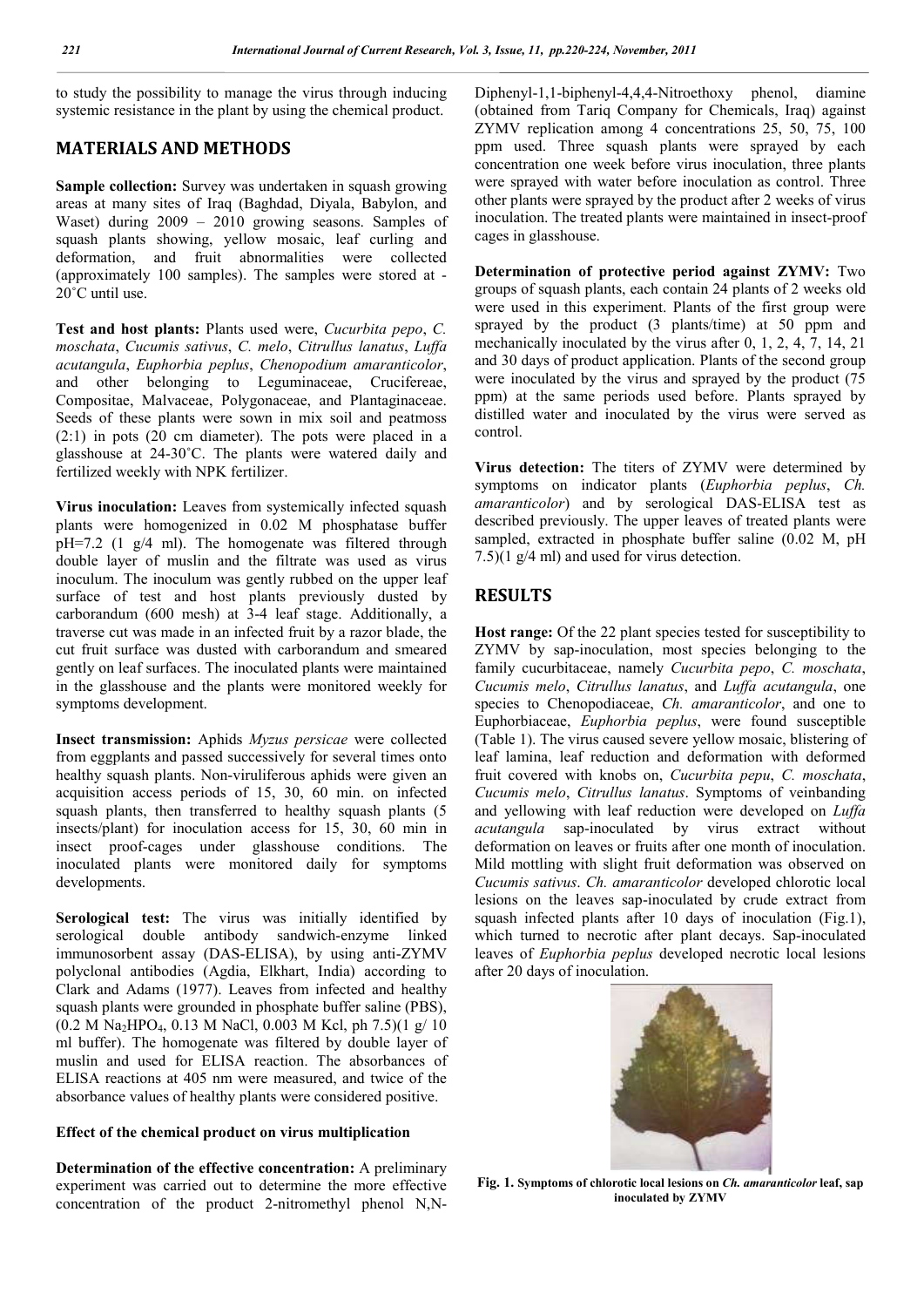to study the possibility to manage the virus through inducing systemic resistance in the plant by using the chemical product.

## MATERIALS AND METHODS

**Sample collection:** Survey was undertaken in squash growing areas at many sites of Iraq (Baghdad, Diyala, Babylon, and Waset) during 2009 – 2010 growing seasons. Samples of squash plants showing, yellow mosaic, leaf curling and deformation, and fruit abnormalities were collected (approximately 100 samples). The samples were stored at -20˚C until use.

**Test and host plants:** Plants used were, *Cucurbita pepo*, *C. moschata*, *Cucumis sativus*, *C. melo*, *Citrullus lanatus*, *Luffa acutangula*, *Euphorbia peplus*, *Chenopodium amaranticolor*, and other belonging to Leguminaceae, Crucifereae, Compositae, Malvaceae, Polygonaceae, and Plantaginaceae. Seeds of these plants were sown in mix soil and peatmoss (2:1) in pots (20 cm diameter). The pots were placed in a glasshouse at 24-30˚C. The plants were watered daily and fertilized weekly with NPK fertilizer.

**Virus inoculation:** Leaves from systemically infected squash plants were homogenized in 0.02 M phosphatase buffer pH=7.2 (1 g/4 ml). The homogenate was filtered through double layer of muslin and the filtrate was used as virus inoculum. The inoculum was gently rubbed on the upper leaf surface of test and host plants previously dusted by carborandum (600 mesh) at 3-4 leaf stage. Additionally, a traverse cut was made in an infected fruit by a razor blade, the cut fruit surface was dusted with carborandum and smeared gently on leaf surfaces. The inoculated plants were maintained in the glasshouse and the plants were monitored weekly for symptoms development.

**Insect transmission:** Aphids *Myzus persicae* were collected from eggplants and passed successively for several times onto healthy squash plants. Non-viruliferous aphids were given an acquisition access periods of 15, 30, 60 min. on infected squash plants, then transferred to healthy squash plants (5 insects/plant) for inoculation access for 15, 30, 60 min in insect proof-cages under glasshouse conditions. The inoculated plants were monitored daily for symptoms developments.

**Serological test:** The virus was initially identified by serological double antibody sandwich-enzyme linked immunosorbent assay (DAS-ELISA), by using anti-ZYMV polyclonal antibodies (Agdia, Elkhart, India) according to Clark and Adams (1977). Leaves from infected and healthy squash plants were grounded in phosphate buffer saline (PBS), (0.2 M $Na_2HPO_4$, 0.13 M NaCl, 0.003 M Kcl, ph 7.5)(1 g/ 10 ml buffer). The homogenate was filtered by double layer of muslin and used for ELISA reaction. The absorbances of ELISA reactions at 405 nm were measured, and twice of the absorbance values of healthy plants were considered positive.

### Effect of the chemical product on virus multiplication

**Determination of the effective concentration:** A preliminary experiment was carried out to determine the more effective concentration of the product 2-nitromethyl phenol N,N-Diphenyl-1,1-biphenyl-4,4,4-Nitroethoxy phenol, diamine (obtained from Tariq Company for Chemicals, Iraq) against ZYMV replication among 4 concentrations 25, 50, 75, 100 ppm used. Three squash plants were sprayed by each concentration one week before virus inoculation, three plants were sprayed with water before inoculation as control. Three other plants were sprayed by the product after 2 weeks of virus inoculation. The treated plants were maintained in insect-proof cages in glasshouse.

**Determination of protective period against ZYMV:** Two groups of squash plants, each contain 24 plants of 2 weeks old were used in this experiment. Plants of the first group were sprayed by the product (3 plants/time) at 50 ppm and mechanically inoculated by the virus after 0, 1, 2, 4, 7, 14, 21 and 30 days of product application. Plants of the second group were inoculated by the virus and sprayed by the product (75 ppm) at the same periods used before. Plants sprayed by distilled water and inoculated by the virus were served as control.

**Virus detection:** The titers of ZYMV were determined by symptoms on indicator plants (*Euphorbia peplus*, *Ch. amaranticolor*) and by serological DAS-ELISA test as described previously. The upper leaves of treated plants were sampled, extracted in phosphate buffer saline (0.02 M, pH 7.5)(1 g/4 ml) and used for virus detection.

## RESULTS

**Host range:** Of the 22 plant species tested for susceptibility to ZYMV by sap-inoculation, most species belonging to the family cucurbitaceae, namely *Cucurbita pepo*, *C. moschata*, *Cucumis melo*, *Citrullus lanatus*, and *Luffa acutangula*, one species to Chenopodiaceae, *Ch. amaranticolor*, and one to Euphorbiaceae, *Euphorbia peplus*, were found susceptible (Table 1). The virus caused severe yellow mosaic, blistering of leaf lamina, leaf reduction and deformation with deformed fruit covered with knobs on, *Cucurbita pepu*, *C. moschata*, *Cucumis melo*, *Citrullus lanatus*. Symptoms of veinbanding and yellowing with leaf reduction were developed on *Luffa acutangula* sap-inoculated by virus extract without deformation on leaves or fruits after one month of inoculation. Mild mottling with slight fruit deformation was observed on *Cucumis sativus*. *Ch. amaranticolor* developed chlorotic local lesions on the leaves sap-inoculated by crude extract from squash infected plants after 10 days of inoculation (Fig.1), which turned to necrotic after plant decays. Sap-inoculated leaves of *Euphorbia peplus* developed necrotic local lesions after 20 days of inoculation.

**Fig. 1. Symptoms of chlorotic local lesions on *Ch. amaranticolor* leaf, sap inoculated by ZYMV**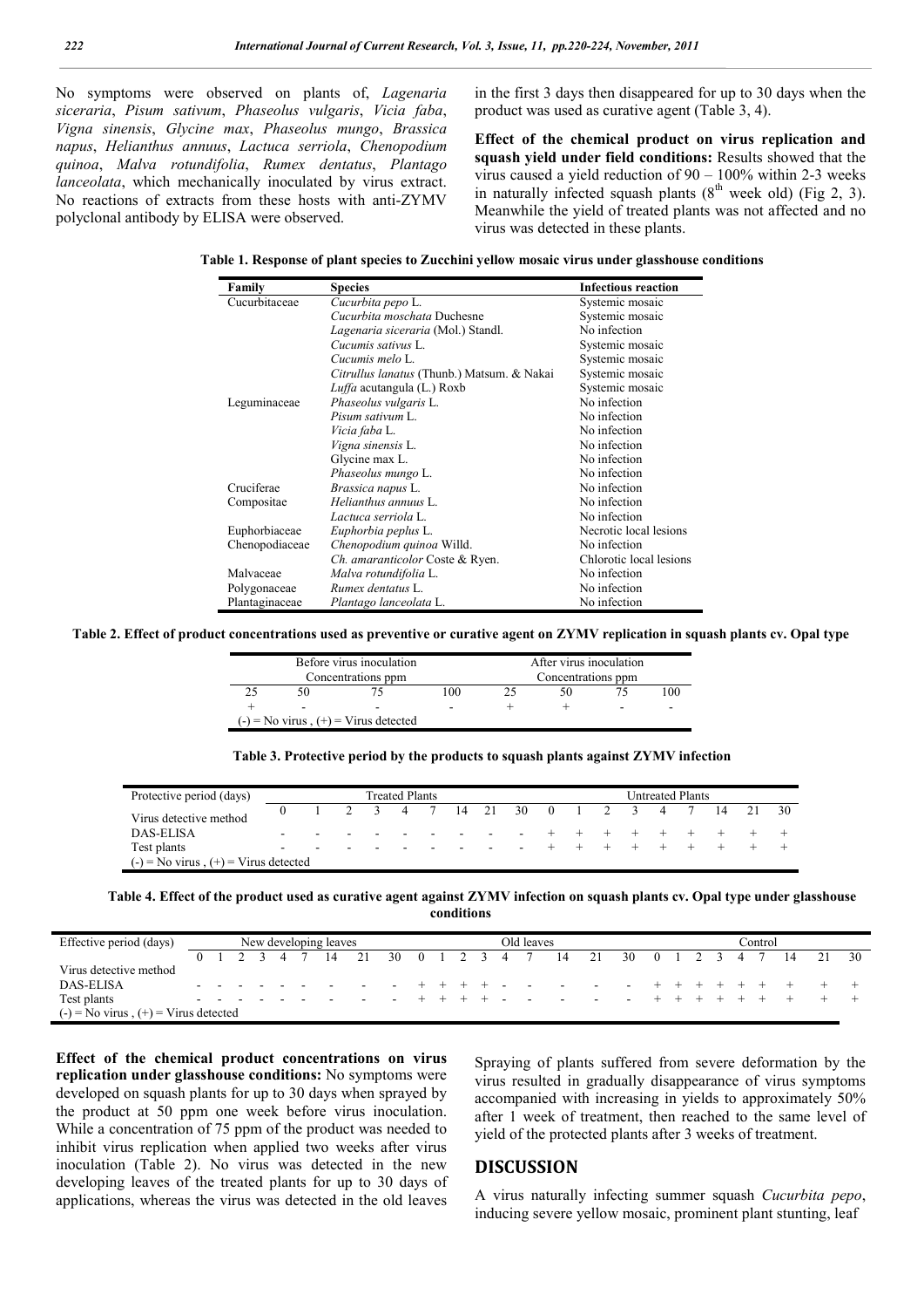No symptoms were observed on plants of, *Lagenaria siceraria*, *Pisum sativum*, *Phaseolus vulgaris*, *Vicia faba*, *Vigna sinensis*, *Glycine max*, *Phaseolus mungo*, *Brassica napus*, *Helianthus annuus*, *Lactuca serriola*, *Chenopodium quinoa*, *Malva rotundifolia*, *Rumex dentatus*, *Plantago lanceolata*, which mechanically inoculated by virus extract. No reactions of extracts from these hosts with anti-ZYMV polyclonal antibody by ELISA were observed.

in the first 3 days then disappeared for up to 30 days when the product was used as curative agent (Table 3, 4).

**Effect of the chemical product on virus replication and squash yield under field conditions:** Results showed that the virus caused a yield reduction of 90 – 100% within 2-3 weeks in naturally infected squash plants (8th week old) (Fig 2, 3). Meanwhile the yield of treated plants was not affected and no virus was detected in these plants.

**Table 1. Response of plant species to Zucchini yellow mosaic virus under glasshouse conditions**

| Family | Species | Infectious reaction |
|---|---|---|
| Cucurbitaceae | *Cucurbita pepo* L. | Systemic mosaic |
| | *Cucurbita moschata* Duchesne | Systemic mosaic |
| | *Lagenaria siceraria* (Mol.) Standl. | No infection |
| | *Cucumis sativus* L. | Systemic mosaic |
| | *Cucumis melo* L. | Systemic mosaic |
| | *Citrullus lanatus* (Thunb.) Matsum. & Nakai | Systemic mosaic |
| | *Luffa* acutangula (L.) Roxb | Systemic mosaic |
| Leguminaceae | *Phaseolus vulgaris* L. | No infection |
| | *Pisum sativum* L. | No infection |
| | *Vicia faba* L. | No infection |
| | *Vigna sinensis* L. | No infection |
| | Glycine max L. | No infection |
| | *Phaseolus mungo* L. | No infection |
| Cruciferae | *Brassica napus* L. | No infection |
| Compositae | *Helianthus annuus* L. | No infection |
| | *Lactuca serriola* L. | No infection |
| Euphorbiaceae | *Euphorbia peplus* L. | Necrotic local lesions |
| Chenopodiaceae | *Chenopodium quinoa* Willd. | No infection |
| | *Ch. amaranticolor* Coste & Ryen. | Chlorotic local lesions |
| Malvaceae | *Malva rotundifolia* L. | No infection |
| Polygonaceae | *Rumex dentatus* L. | No infection |
| Plantaginaceae | *Plantago lanceolata* L. | No infection |

**Table 2. Effect of product concentrations used as preventive or curative agent on ZYMV replication in squash plants cv. Opal type**

| Before virus inoculation Concentrations ppm | | | | After virus inoculation Concentrations ppm | | | |
|---|---|---|---|---|---|---|---|
| 25 | 50 | 75 | 100 | 25 | 50 | 75 | 100 |
| + | - | - | - | + | + | - | - |

(-) = No virus , (+) = Virus detected

**Table 3. Protective period by the products to squash plants against ZYMV infection**

| Protective period (days) | Treated Plants | | | | | | | | | Untreated Plants | | | | | | | | |
|---|---|---|---|---|---|---|---|---|---|---|---|---|---|---|---|---|---|---|
| Virus detective method | 0 | 1 | 2 | 3 | 4 | 7 | 14 | 21 | 30 | 0 | 1 | 2 | 3 | 4 | 7 | 14 | 21 | 30 |
| DAS-ELISA | - | - | - | - | - | - | - | - | - | + | + | + | + | + | + | + | + | + |
| Test plants | - | - | - | - | - | - | - | - | - | + | + | + | + | + | + | + | + | + |

(-) = No virus , (+) = Virus detected

**Table 4. Effect of the product used as curative agent against ZYMV infection on squash plants cv. Opal type under glasshouse conditions**

| Effective period (days) | New developing leaves | | | | | | | | | Old leaves | | | | | | | | | Control | | | | | | | | |
|---|---|---|---|---|---|---|---|---|---|---|---|---|---|---|---|---|---|---|---|---|---|---|---|---|---|---|---|
| | 0 | 1 | 2 | 3 | 4 | 7 | 14 | 21 | 30 | 0 | 1 | 2 | 3 | 4 | 7 | 14 | 21 | 30 | 0 | 1 | 2 | 3 | 4 | 7 | 14 | 21 | 30 |
| Virus detective method | | | | | | | | | | | | | | | | | | | | | | | | | | | |
| DAS-ELISA | - | - | - | - | - | - | - | - | - | + | + | + | + | - | - | - | - | - | + | + | + | + | + | + | + | + | + |
| Test plants | - | - | - | - | - | - | - | - | - | + | + | + | + | - | - | - | - | - | + | + | + | + | + | + | + | + | + |

(-) = No virus , (+) = Virus detected

**Effect of the chemical product concentrations on virus replication under glasshouse conditions:** No symptoms were developed on squash plants for up to 30 days when sprayed by the product at 50 ppm one week before virus inoculation. While a concentration of 75 ppm of the product was needed to inhibit virus replication when applied two weeks after virus inoculation (Table 2). No virus was detected in the new developing leaves of the treated plants for up to 30 days of applications, whereas the virus was detected in the old leaves

Spraying of plants suffered from severe deformation by the virus resulted in gradually disappearance of virus symptoms accompanied with increasing in yields to approximately 50% after 1 week of treatment, then reached to the same level of yield of the protected plants after 3 weeks of treatment.

## DISCUSSION

A virus naturally infecting summer squash *Cucurbita pepo*, inducing severe yellow mosaic, prominent plant stunting, leaf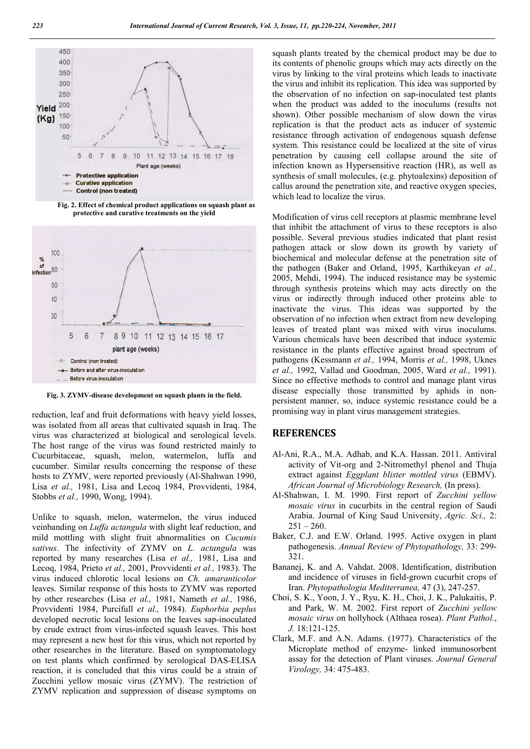Fig. 2. Effect of chemical product applications on squash plant as protective and curative treatments on the yield

Fig. 3. ZYMV-disease development on squash plants in the field.

reduction, leaf and fruit deformations with heavy yield losses, was isolated from all areas that cultivated squash in Iraq. The virus was characterized at biological and serological levels. The host range of the virus was found restricted mainly to Cucurbitaceae, squash, melon, watermelon, luffa and cucumber. Similar results concerning the response of these hosts to ZYMV, were reported previously (Al-Shahwan 1990, Lisa *et al.,* 1981, Lisa and Lecoq 1984, Provvidenti, 1984, Stobbs *et al.,* 1990, Wong, 1994).

Unlike to squash, melon, watermelon, the virus induced veinbanding on *Luffa actangula* with slight leaf reduction, and mild mottling with slight fruit abnormalities on *Cucumis sativus*. The infectivity of ZYMV on *L. actangula* was reported by many researches (Lisa *et al.,* 1981, Lisa and Lecoq, 1984, Prieto *et al.,* 2001, Provvidenti *et al.,* 1983). The virus induced chlorotic local lesions on *Ch. amaranticolor* leaves. Similar response of this hosts to ZYMV was reported by other researches (Lisa *et al.,* 1981, Nameth *et al.,* 1986, Provvidenti 1984, Purcifull *et al.,* 1984). *Euphorbia peplus* developed necrotic local lesions on the leaves sap-inoculated by crude extract from virus-infected squash leaves. This host may represent a new host for this virus, which not reported by other researches in the literature. Based on symptomatology on test plants which confirmed by serological DAS-ELISA reaction, it is concluded that this virus could be a strain of Zucchini yellow mosaic virus (ZYMV). The restriction of ZYMV replication and suppression of disease symptoms on squash plants treated by the chemical product may be due to its contents of phenolic groups which may acts directly on the virus by linking to the viral proteins which leads to inactivate the virus and inhibit its replication. This idea was supported by the observation of no infection on sap-inoculated test plants when the product was added to the inoculums (results not shown). Other possible mechanism of slow down the virus replication is that the product acts as inducer of systemic resistance through activation of endogenous squash defense system. This resistance could be localized at the site of virus penetration by causing cell collapse around the site of infection known as Hypersensitive reaction (HR), as well as synthesis of small molecules, (e.g. phytoalexins) deposition of callus around the penetration site, and reactive oxygen species, which lead to localize the virus.

Modification of virus cell receptors at plasmic membrane level that inhibit the attachment of virus to these receptors is also possible. Several previous studies indicated that plant resist pathogen attack or slow down its growth by variety of biochemical and molecular defense at the penetration site of the pathogen (Baker and Orland, 1995, Karthikeyan *et al.,* 2005, Mehdi, 1994). The induced resistance may be systemic through synthesis proteins which may acts directly on the virus or indirectly through induced other proteins able to inactivate the virus. This ideas was supported by the observation of no infection when extract from new developing leaves of treated plant was mixed with virus inoculums. Various chemicals have been described that induce systemic resistance in the plants effective against broad spectrum of pathogens (Kessmann *et al.,* 1994, Morris *et al.,* 1998, Uknes *et al.,* 1992, Vallad and Goodman, 2005, Ward *et al.,* 1991). Since no effective methods to control and manage plant virus disease especially those transmitted by aphids in non-persistent manner, so, induce systemic resistance could be a promising way in plant virus management strategies.

## REFERENCES

Al-Ani, R.A., M.A. Adhab, and K.A. Hassan. 2011. Antiviral activity of Vit-org and 2-Nitromethyl phenol and Thuja extract against *Eggplant blister mottled virus* (EBMV). *African Journal of Microbiology Research,* (In press).

Al-Shahwan, I. M. 1990. First report of *Zucchini yellow mosaic virus* in cucurbits in the central region of Saudi Arabia. Journal of King Saud University, *Agric. Sci.,* 2: 251 – 260.

Baker, C.J. and E.W. Orland. 1995. Active oxygen in plant pathogenesis. *Annual Review of Phytopathology,* 33: 299-321.

Bananej, K. and A. Vahdat. 2008. Identification, distribution and incidence of viruses in field-grown cucurbit crops of Iran. *Phytopathologia Mediterranea,* 47 (3), 247-257.

Choi, S. K., Yoon, J. Y., Ryu, K. H., Choi, J. K., Palukaitis, P. and Park, W. M. 2002. First report of *Zucchini yellow mosaic virus* on hollyhock (Althaea rosea). *Plant Pathol.*, *J.* 18:121-125.

Clark, M.F. and A.N. Adams. (1977). Characteristics of the Microplate method of enzyme- linked immunosorbent assay for the detection of Plant viruses. *Journal General Virology,* 34: 475-483.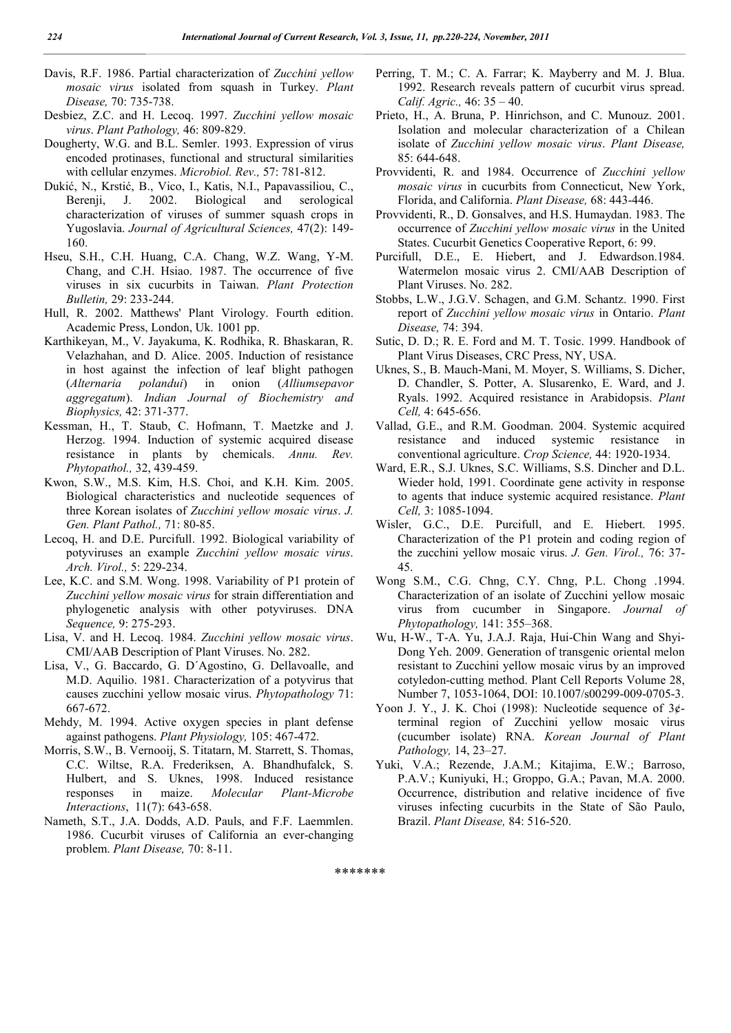Davis, R.F. 1986. Partial characterization of *Zucchini yellow mosaic virus* isolated from squash in Turkey. *Plant Disease,* 70: 735-738.

Desbiez, Z.C. and H. Lecoq. 1997. *Zucchini yellow mosaic virus*. *Plant Pathology,* 46: 809-829.

Dougherty, W.G. and B.L. Semler. 1993. Expression of virus encoded protinases, functional and structural similarities with cellular enzymes. *Microbiol. Rev.,* 57: 781-812.

Dukić, N., Krstić, B., Vico, I., Katis, N.I., Papavassiliou, C., Berenji, J. 2002. Biological and serological characterization of viruses of summer squash crops in Yugoslavia. *Journal of Agricultural Sciences,* 47(2): 149-160.

Hseu, S.H., C.H. Huang, C.A. Chang, W.Z. Wang, Y-M. Chang, and C.H. Hsiao. 1987. The occurrence of five viruses in six cucurbits in Taiwan. *Plant Protection Bulletin,* 29: 233-244.

Hull, R. 2002. Matthews' Plant Virology. Fourth edition. Academic Press, London, Uk. 1001 pp.

Karthikeyan, M., V. Jayakuma, K. Rodhika, R. Bhaskaran, R. Velazhahan, and D. Alice. 2005. Induction of resistance in host against the infection of leaf blight pathogen (*Alternaria polandui*) in onion (*Alliumsepavor aggregatum*). *Indian Journal of Biochemistry and Biophysics,* 42: 371-377.

Kessman, H., T. Staub, C. Hofmann, T. Maetzke and J. Herzog. 1994. Induction of systemic acquired disease resistance in plants by chemicals. *Annu. Rev. Phytopathol.,* 32, 439-459.

Kwon, S.W., M.S. Kim, H.S. Choi, and K.H. Kim. 2005. Biological characteristics and nucleotide sequences of three Korean isolates of *Zucchini yellow mosaic virus*. *J. Gen. Plant Pathol.,* 71: 80-85.

Lecoq, H. and D.E. Purcifull. 1992. Biological variability of potyviruses an example *Zucchini yellow mosaic virus*. *Arch. Virol.,* 5: 229-234.

Lee, K.C. and S.M. Wong. 1998. Variability of P1 protein of *Zucchini yellow mosaic virus* for strain differentiation and phylogenetic analysis with other potyviruses. DNA *Sequence,* 9: 275-293.

Lisa, V. and H. Lecoq. 1984. *Zucchini yellow mosaic virus*. CMI/AAB Description of Plant Viruses. No. 282.

Lisa, V., G. Baccardo, G. D´Agostino, G. Dellavoalle, and M.D. Aquilio. 1981. Characterization of a potyvirus that causes zucchini yellow mosaic virus. *Phytopathology* 71: 667-672.

Mehdy, M. 1994. Active oxygen species in plant defense against pathogens. *Plant Physiology,* 105: 467-472.

Morris, S.W., B. Vernooij, S. Titatarn, M. Starrett, S. Thomas, C.C. Wiltse, R.A. Frederiksen, A. Bhandhufalck, S. Hulbert, and S. Uknes, 1998. Induced resistance responses in maize. *Molecular Plant-Microbe Interactions*, 11(7): 643-658.

Nameth, S.T., J.A. Dodds, A.D. Pauls, and F.F. Laemmlen. 1986. Cucurbit viruses of California an ever-changing problem. *Plant Disease,* 70: 8-11.

Perring, T. M.; C. A. Farrar; K. Mayberry and M. J. Blua. 1992. Research reveals pattern of cucurbit virus spread. *Calif. Agric.,* 46: 35 – 40.

Prieto, H., A. Bruna, P. Hinrichson, and C. Munouz. 2001. Isolation and molecular characterization of a Chilean isolate of *Zucchini yellow mosaic virus*. *Plant Disease,* 85: 644-648.

Provvidenti, R. and 1984. Occurrence of *Zucchini yellow mosaic virus* in cucurbits from Connecticut, New York, Florida, and California. *Plant Disease,* 68: 443-446.

Provvidenti, R., D. Gonsalves, and H.S. Humaydan. 1983. The occurrence of *Zucchini yellow mosaic virus* in the United States. Cucurbit Genetics Cooperative Report, 6: 99.

Purcifull, D.E., E. Hiebert, and J. Edwardson.1984. Watermelon mosaic virus 2. CMI/AAB Description of Plant Viruses. No. 282.

Stobbs, L.W., J.G.V. Schagen, and G.M. Schantz. 1990. First report of *Zucchini yellow mosaic virus* in Ontario. *Plant Disease,* 74: 394.

Sutic, D. D.; R. E. Ford and M. T. Tosic. 1999. Handbook of Plant Virus Diseases, CRC Press, NY, USA.

Uknes, S., B. Mauch-Mani, M. Moyer, S. Williams, S. Dicher, D. Chandler, S. Potter, A. Slusarenko, E. Ward, and J. Ryals. 1992. Acquired resistance in Arabidopsis. *Plant Cell,* 4: 645-656.

Vallad, G.E., and R.M. Goodman. 2004. Systemic acquired resistance and induced systemic resistance in conventional agriculture. *Crop Science,* 44: 1920-1934.

Ward, E.R., S.J. Uknes, S.C. Williams, S.S. Dincher and D.L. Wieder hold, 1991. Coordinate gene activity in response to agents that induce systemic acquired resistance. *Plant Cell,* 3: 1085-1094.

Wisler, G.C., D.E. Purcifull, and E. Hiebert. 1995. Characterization of the P1 protein and coding region of the zucchini yellow mosaic virus. *J. Gen. Virol.,* 76: 37-45.

Wong S.M., C.G. Chng, C.Y. Chng, P.L. Chong .1994. Characterization of an isolate of Zucchini yellow mosaic virus from cucumber in Singapore. *Journal of Phytopathology,* 141: 355–368.

Wu, H-W., T-A. Yu, J.A.J. Raja, Hui-Chin Wang and Shyi-Dong Yeh. 2009. Generation of transgenic oriental melon resistant to Zucchini yellow mosaic virus by an improved cotyledon-cutting method. Plant Cell Reports Volume 28, Number 7, 1053-1064, DOI: 10.1007/s00299-009-0705-3.

Yoon J. Y., J. K. Choi (1998): Nucleotide sequence of 3¢-terminal region of Zucchini yellow mosaic virus (cucumber isolate) RNA. *Korean Journal of Plant Pathology,* 14, 23–27.

Yuki, V.A.; Rezende, J.A.M.; Kitajima, E.W.; Barroso, P.A.V.; Kuniyuki, H.; Groppo, G.A.; Pavan, M.A. 2000. Occurrence, distribution and relative incidence of five viruses infecting cucurbits in the State of São Paulo, Brazil. *Plant Disease,* 84: 516-520.

\*\*\*\*\*\*\*